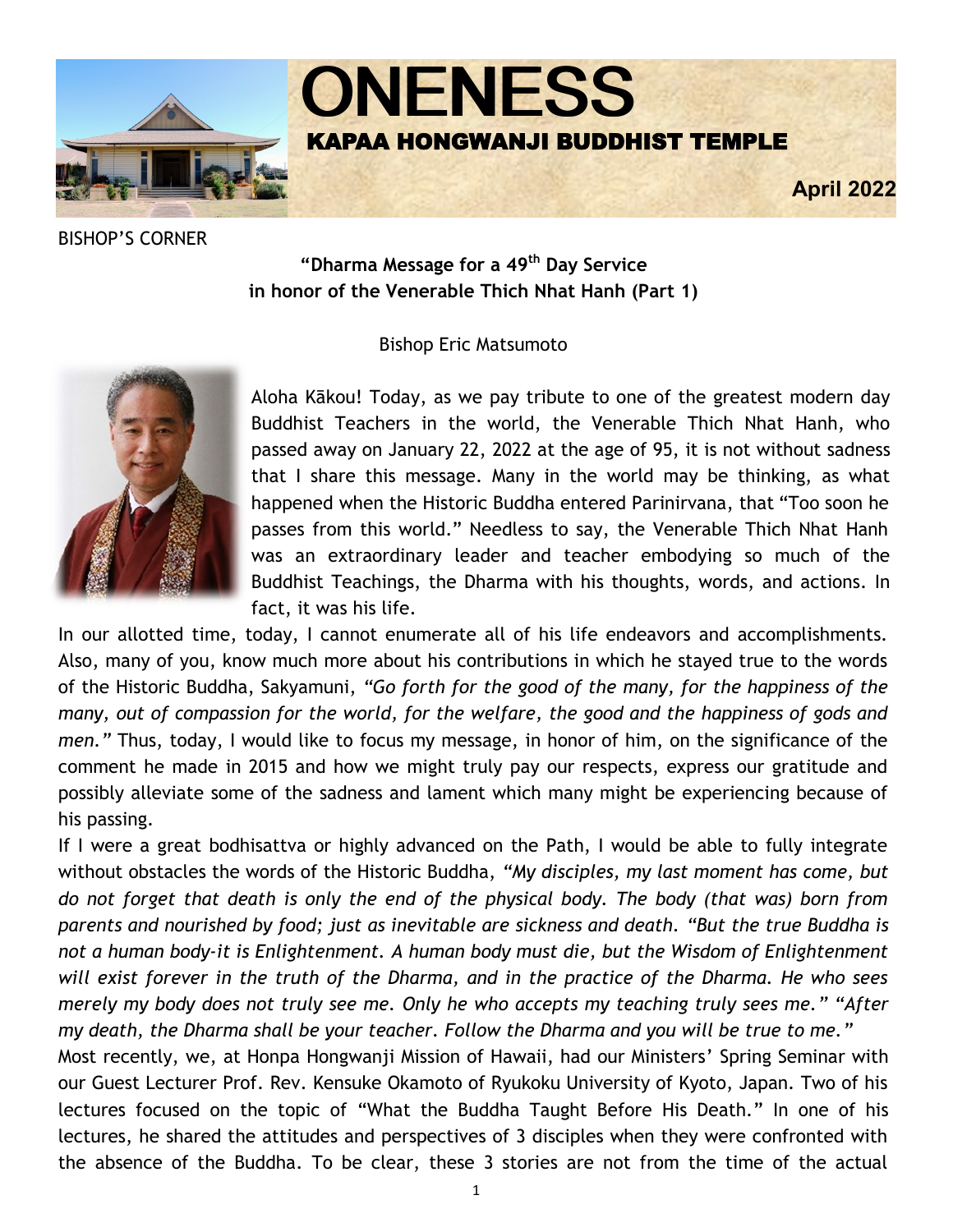# ONENESS

## KAPAA HONGWANJI BUDDHIST TEMPLE

**April 2022**

BISHOP'S CORNER

### "Dharma Message for a 49th Day Service in honor of the Venerable Thich Nhat Hanh (Part 1)

Bishop Eric Matsumoto

Aloha Kākou! Today, as we pay tribute to one of the greatest modern day Buddhist Teachers in the world, the Venerable Thich Nhat Hanh, who passed away on January 22, 2022 at the age of 95, it is not without sadness that I share this message. Many in the world may be thinking, as what happened when the Historic Buddha entered Parinirvana, that "Too soon he passes from this world." Needless to say, the Venerable Thich Nhat Hanh was an extraordinary leader and teacher embodying so much of the Buddhist Teachings, the Dharma with his thoughts, words, and actions. In fact, it was his life.

In our allotted time, today, I cannot enumerate all of his life endeavors and accomplishments. Also, many of you, know much more about his contributions in which he stayed true to the words of the Historic Buddha, Sakyamuni, *"Go forth for the good of the many, for the happiness of the many, out of compassion for the world, for the welfare, the good and the happiness of gods and men."* Thus, today, I would like to focus my message, in honor of him, on the significance of the comment he made in 2015 and how we might truly pay our respects, express our gratitude and possibly alleviate some of the sadness and lament which many might be experiencing because of his passing.

If I were a great bodhisattva or highly advanced on the Path, I would be able to fully integrate without obstacles the words of the Historic Buddha, *"My disciples, my last moment has come, but do not forget that death is only the end of the physical body. The body (that was) born from parents and nourished by food; just as inevitable are sickness and death. "But the true Buddha is not a human body-it is Enlightenment. A human body must die, but the Wisdom of Enlightenment will exist forever in the truth of the Dharma, and in the practice of the Dharma. He who sees merely my body does not truly see me. Only he who accepts my teaching truly sees me." "After my death, the Dharma shall be your teacher. Follow the Dharma and you will be true to me."*

Most recently, we, at Honpa Hongwanji Mission of Hawaii, had our Ministers' Spring Seminar with our Guest Lecturer Prof. Rev. Kensuke Okamoto of Ryukoku University of Kyoto, Japan. Two of his lectures focused on the topic of "What the Buddha Taught Before His Death." In one of his lectures, he shared the attitudes and perspectives of 3 disciples when they were confronted with the absence of the Buddha. To be clear, these 3 stories are not from the time of the actual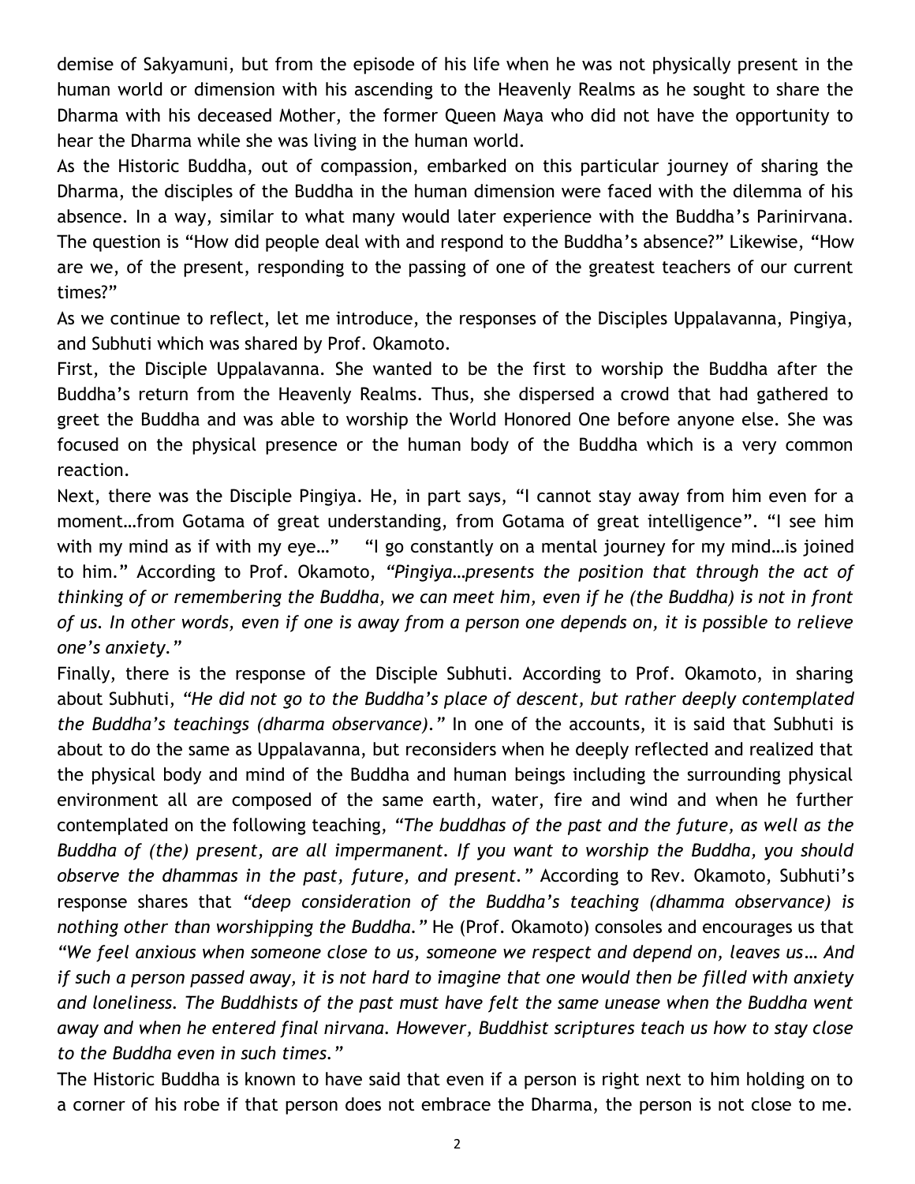demise of Sakyamuni, but from the episode of his life when he was not physically present in the human world or dimension with his ascending to the Heavenly Realms as he sought to share the Dharma with his deceased Mother, the former Queen Maya who did not have the opportunity to hear the Dharma while she was living in the human world.

As the Historic Buddha, out of compassion, embarked on this particular journey of sharing the Dharma, the disciples of the Buddha in the human dimension were faced with the dilemma of his absence. In a way, similar to what many would later experience with the Buddha's Parinirvana. The question is "How did people deal with and respond to the Buddha's absence?" Likewise, "How are we, of the present, responding to the passing of one of the greatest teachers of our current times?"

As we continue to reflect, let me introduce, the responses of the Disciples Uppalavanna, Pingiya, and Subhuti which was shared by Prof. Okamoto.

First, the Disciple Uppalavanna. She wanted to be the first to worship the Buddha after the Buddha's return from the Heavenly Realms. Thus, she dispersed a crowd that had gathered to greet the Buddha and was able to worship the World Honored One before anyone else. She was focused on the physical presence or the human body of the Buddha which is a very common reaction.

Next, there was the Disciple Pingiya. He, in part says, "I cannot stay away from him even for a moment…from Gotama of great understanding, from Gotama of great intelligence". "I see him with my mind as if with my eye…" "I go constantly on a mental journey for my mind…is joined to him." According to Prof. Okamoto, *"Pingiya…presents the position that through the act of thinking of or remembering the Buddha, we can meet him, even if he (the Buddha) is not in front of us. In other words, even if one is away from a person one depends on, it is possible to relieve one's anxiety."*

Finally, there is the response of the Disciple Subhuti. According to Prof. Okamoto, in sharing about Subhuti, *"He did not go to the Buddha's place of descent, but rather deeply contemplated the Buddha's teachings (dharma observance)."* In one of the accounts, it is said that Subhuti is about to do the same as Uppalavanna, but reconsiders when he deeply reflected and realized that the physical body and mind of the Buddha and human beings including the surrounding physical environment all are composed of the same earth, water, fire and wind and when he further contemplated on the following teaching, *"The buddhas of the past and the future, as well as the Buddha of (the) present, are all impermanent. If you want to worship the Buddha, you should observe the dhammas in the past, future, and present."* According to Rev. Okamoto, Subhuti's response shares that *"deep consideration of the Buddha's teaching (dhamma observance) is nothing other than worshipping the Buddha."* He (Prof. Okamoto) consoles and encourages us that *"We feel anxious when someone close to us, someone we respect and depend on, leaves us… And if such a person passed away, it is not hard to imagine that one would then be filled with anxiety and loneliness. The Buddhists of the past must have felt the same unease when the Buddha went away and when he entered final nirvana. However, Buddhist scriptures teach us how to stay close to the Buddha even in such times."*

The Historic Buddha is known to have said that even if a person is right next to him holding on to a corner of his robe if that person does not embrace the Dharma, the person is not close to me.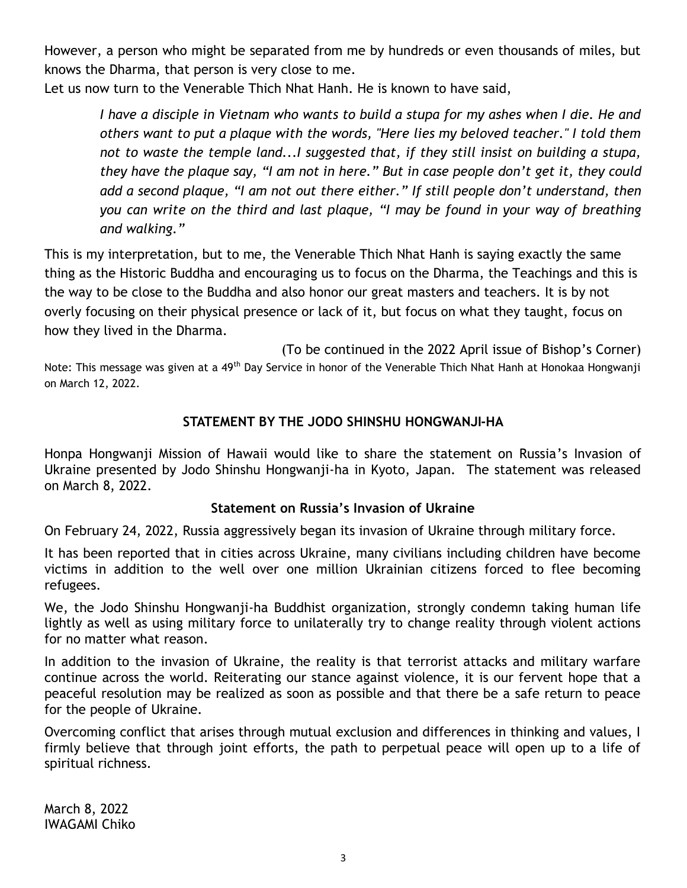However, a person who might be separated from me by hundreds or even thousands of miles, but knows the Dharma, that person is very close to me.

Let us now turn to the Venerable Thich Nhat Hanh. He is known to have said,

> *I have a disciple in Vietnam who wants to build a stupa for my ashes when I die. He and others want to put a plaque with the words, "Here lies my beloved teacher." I told them not to waste the temple land...I suggested that, if they still insist on building a stupa, they have the plaque say, "I am not in here." But in case people don't get it, they could add a second plaque, "I am not out there either." If still people don't understand, then you can write on the third and last plaque, "I may be found in your way of breathing and walking."*

This is my interpretation, but to me, the Venerable Thich Nhat Hanh is saying exactly the same thing as the Historic Buddha and encouraging us to focus on the Dharma, the Teachings and this is the way to be close to the Buddha and also honor our great masters and teachers. It is by not overly focusing on their physical presence or lack of it, but focus on what they taught, focus on how they lived in the Dharma.

(To be continued in the 2022 April issue of Bishop's Corner)

Note: This message was given at a 49th Day Service in honor of the Venerable Thich Nhat Hanh at Honokaa Hongwanji on March 12, 2022.

## STATEMENT BY THE JODO SHINSHU HONGWANJI-HA

Honpa Hongwanji Mission of Hawaii would like to share the statement on Russia's Invasion of Ukraine presented by Jodo Shinshu Hongwanji-ha in Kyoto, Japan. The statement was released on March 8, 2022.

### Statement on Russia's Invasion of Ukraine

On February 24, 2022, Russia aggressively began its invasion of Ukraine through military force.

It has been reported that in cities across Ukraine, many civilians including children have become victims in addition to the well over one million Ukrainian citizens forced to flee becoming refugees.

We, the Jodo Shinshu Hongwanji-ha Buddhist organization, strongly condemn taking human life lightly as well as using military force to unilaterally try to change reality through violent actions for no matter what reason.

In addition to the invasion of Ukraine, the reality is that terrorist attacks and military warfare continue across the world. Reiterating our stance against violence, it is our fervent hope that a peaceful resolution may be realized as soon as possible and that there be a safe return to peace for the people of Ukraine.

Overcoming conflict that arises through mutual exclusion and differences in thinking and values, I firmly believe that through joint efforts, the path to perpetual peace will open up to a life of spiritual richness.

March 8, 2022
IWAGAMI Chiko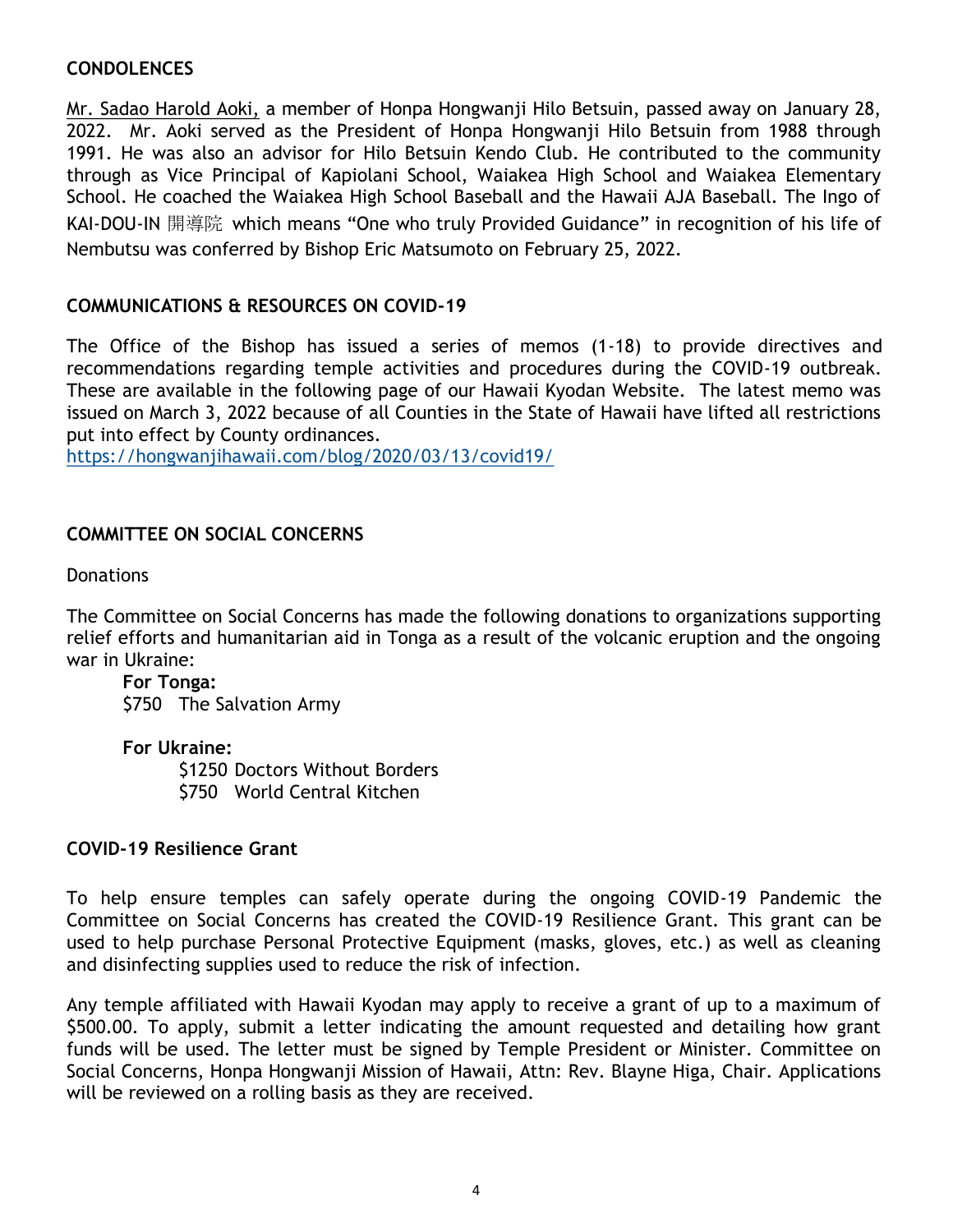## CONDOLENCES

Mr. Sadao Harold Aoki, a member of Honpa Hongwanji Hilo Betsuin, passed away on January 28, 2022. Mr. Aoki served as the President of Honpa Hongwanji Hilo Betsuin from 1988 through 1991. He was also an advisor for Hilo Betsuin Kendo Club. He contributed to the community through as Vice Principal of Kapiolani School, Waiakea High School and Waiakea Elementary School. He coached the Waiakea High School Baseball and the Hawaii AJA Baseball. The Ingo of KAI-DOU-IN 開導院 which means "One who truly Provided Guidance" in recognition of his life of Nembutsu was conferred by Bishop Eric Matsumoto on February 25, 2022.

## COMMUNICATIONS & RESOURCES ON COVID-19

The Office of the Bishop has issued a series of memos (1-18) to provide directives and recommendations regarding temple activities and procedures during the COVID-19 outbreak. These are available in the following page of our Hawaii Kyodan Website. The latest memo was issued on March 3, 2022 because of all Counties in the State of Hawaii have lifted all restrictions put into effect by County ordinances.
https://hongwanjihawaii.com/blog/2020/03/13/covid19/

## COMMITTEE ON SOCIAL CONCERNS

Donations

The Committee on Social Concerns has made the following donations to organizations supporting relief efforts and humanitarian aid in Tonga as a result of the volcanic eruption and the ongoing war in Ukraine:

**For Tonga:**
$750 The Salvation Army

**For Ukraine:**
$1250 Doctors Without Borders
$750 World Central Kitchen

### COVID-19 Resilience Grant

To help ensure temples can safely operate during the ongoing COVID-19 Pandemic the Committee on Social Concerns has created the COVID-19 Resilience Grant. This grant can be used to help purchase Personal Protective Equipment (masks, gloves, etc.) as well as cleaning and disinfecting supplies used to reduce the risk of infection.

Any temple affiliated with Hawaii Kyodan may apply to receive a grant of up to a maximum of $500.00. To apply, submit a letter indicating the amount requested and detailing how grant funds will be used. The letter must be signed by Temple President or Minister. Committee on Social Concerns, Honpa Hongwanji Mission of Hawaii, Attn: Rev. Blayne Higa, Chair. Applications will be reviewed on a rolling basis as they are received.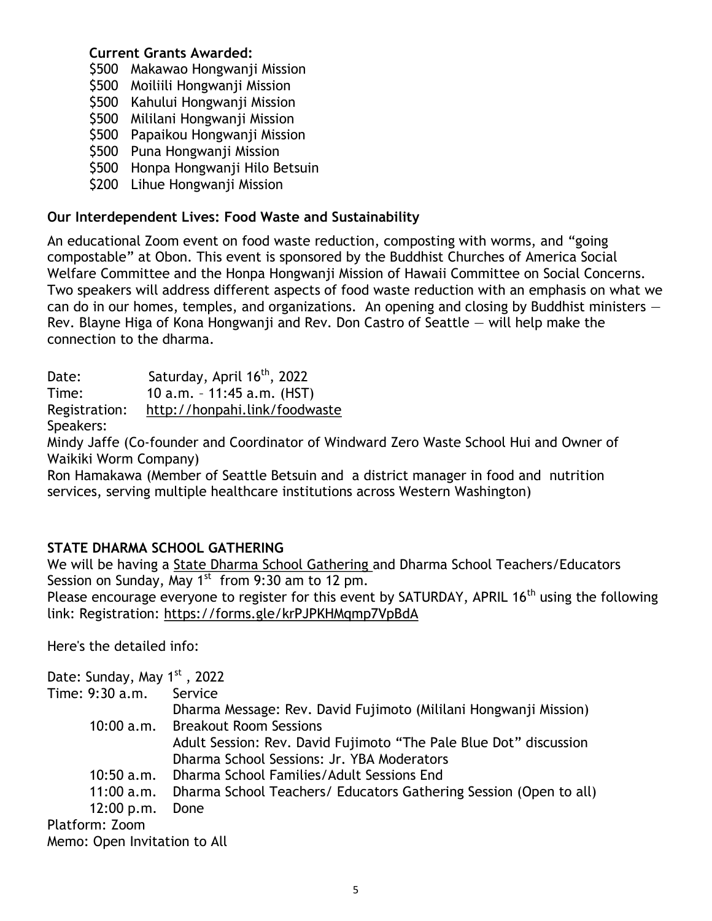**Current Grants Awarded:**

- \$500 Makawao Hongwanji Mission
- \$500 Moiliili Hongwanji Mission
- \$500 Kahului Hongwanji Mission
- \$500 Mililani Hongwanji Mission
- \$500 Papaikou Hongwanji Mission
- \$500 Puna Hongwanji Mission
- \$500 Honpa Hongwanji Hilo Betsuin
- \$200 Lihue Hongwanji Mission

**Our Interdependent Lives: Food Waste and Sustainability**

An educational Zoom event on food waste reduction, composting with worms, and "going compostable" at Obon. This event is sponsored by the Buddhist Churches of America Social Welfare Committee and the Honpa Hongwanji Mission of Hawaii Committee on Social Concerns. Two speakers will address different aspects of food waste reduction with an emphasis on what we can do in our homes, temples, and organizations. An opening and closing by Buddhist ministers — Rev. Blayne Higa of Kona Hongwanji and Rev. Don Castro of Seattle — will help make the connection to the dharma.

Date: Saturday, April 16th, 2022
Time: 10 a.m. – 11:45 a.m. (HST)
Registration: http://honpahi.link/foodwaste
Speakers:
Mindy Jaffe (Co-founder and Coordinator of Windward Zero Waste School Hui and Owner of Waikiki Worm Company)
Ron Hamakawa (Member of Seattle Betsuin and a district manager in food and nutrition services, serving multiple healthcare institutions across Western Washington)

**STATE DHARMA SCHOOL GATHERING**

We will be having a State Dharma School Gathering and Dharma School Teachers/Educators Session on Sunday, May 1st from 9:30 am to 12 pm.
Please encourage everyone to register for this event by SATURDAY, APRIL 16th using the following link: Registration: https://forms.gle/krPJPKHMqmp7VpBdA

Here's the detailed info:

Date: Sunday, May 1st, 2022
Time: 9:30 a.m. Service
Dharma Message: Rev. David Fujimoto (Mililani Hongwanji Mission)
10:00 a.m. Breakout Room Sessions
Adult Session: Rev. David Fujimoto "The Pale Blue Dot" discussion
Dharma School Sessions: Jr. YBA Moderators
10:50 a.m. Dharma School Families/Adult Sessions End
11:00 a.m. Dharma School Teachers/ Educators Gathering Session (Open to all)
12:00 p.m. Done
Platform: Zoom
Memo: Open Invitation to All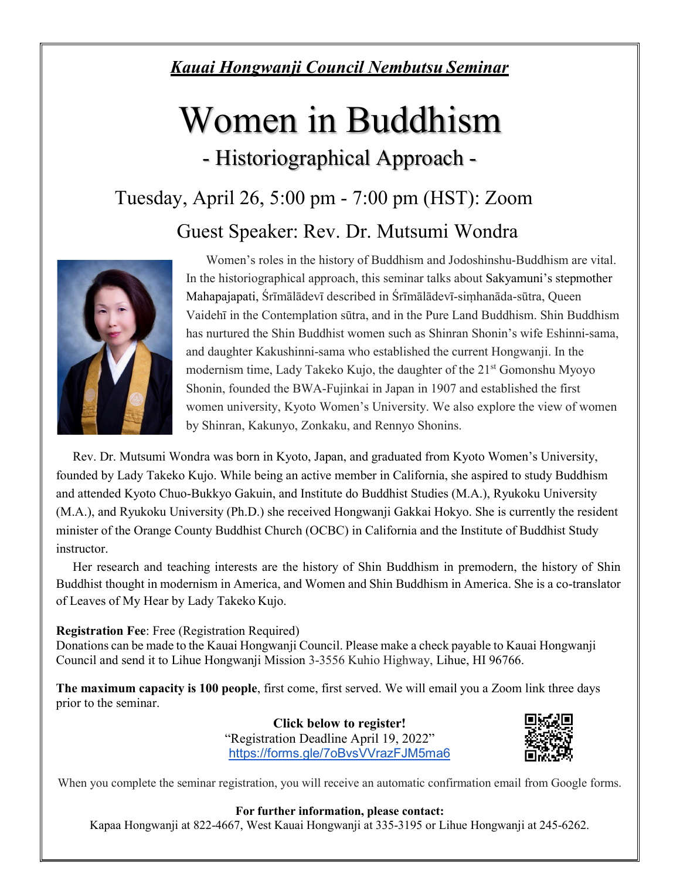***Kauai Hongwanji Council Nembutsu Seminar***

# Women in Buddhism

## - Historiographical Approach -

### Tuesday, April 26, 5:00 pm - 7:00 pm (HST): Zoom

### Guest Speaker: Rev. Dr. Mutsumi Wondra

Women's roles in the history of Buddhism and Jodoshinshu-Buddhism are vital. In the historiographical approach, this seminar talks about Sakyamuni's stepmother Mahapajapati, Śrīmālādevī described in Śrīmālādevī-siṃhanāda-sūtra, Queen Vaidehī in the Contemplation sūtra, and in the Pure Land Buddhism. Shin Buddhism has nurtured the Shin Buddhist women such as Shinran Shonin's wife Eshinni-sama, and daughter Kakushinni-sama who established the current Hongwanji. In the modernism time, Lady Takeko Kujo, the daughter of the 21st Gomonshu Myoyo Shonin, founded the BWA-Fujinkai in Japan in 1907 and established the first women university, Kyoto Women's University. We also explore the view of women by Shinran, Kakunyo, Zonkaku, and Rennyo Shonins.

Rev. Dr. Mutsumi Wondra was born in Kyoto, Japan, and graduated from Kyoto Women's University, founded by Lady Takeko Kujo. While being an active member in California, she aspired to study Buddhism and attended Kyoto Chuo-Bukkyo Gakuin, and Institute do Buddhist Studies (M.A.), Ryukoku University (M.A.), and Ryukoku University (Ph.D.) she received Hongwanji Gakkai Hokyo. She is currently the resident minister of the Orange County Buddhist Church (OCBC) in California and the Institute of Buddhist Study instructor.

Her research and teaching interests are the history of Shin Buddhism in premodern, the history of Shin Buddhist thought in modernism in America, and Women and Shin Buddhism in America. She is a co-translator of Leaves of My Hear by Lady Takeko Kujo.

**Registration Fee**: Free (Registration Required)
Donations can be made to the Kauai Hongwanji Council. Please make a check payable to Kauai Hongwanji Council and send it to Lihue Hongwanji Mission 3-3556 Kuhio Highway, Lihue, HI 96766.

**The maximum capacity is 100 people**, first come, first served. We will email you a Zoom link three days prior to the seminar.

**Click below to register!**
"Registration Deadline April 19, 2022"
https://forms.gle/7oBvsVVrazFJM5ma6

When you complete the seminar registration, you will receive an automatic confirmation email from Google forms.

**For further information, please contact:**
Kapaa Hongwanji at 822-4667, West Kauai Hongwanji at 335-3195 or Lihue Hongwanji at 245-6262.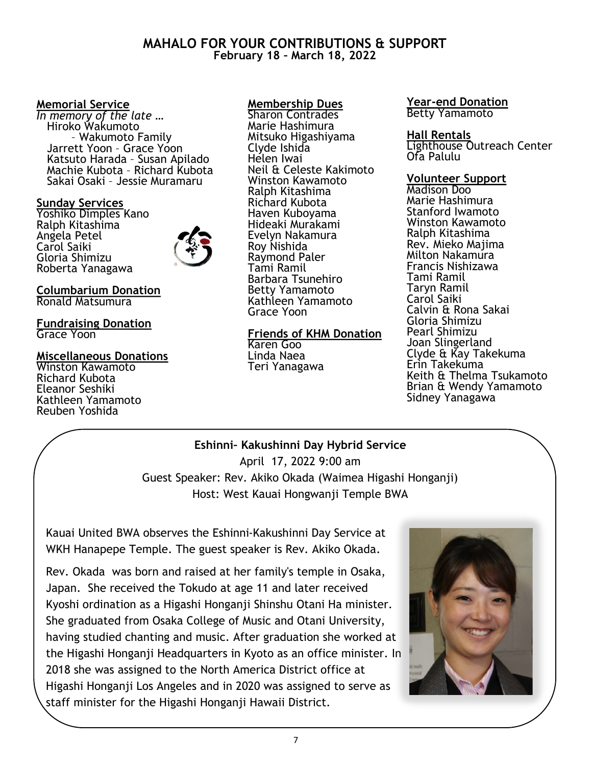# MAHALO FOR YOUR CONTRIBUTIONS & SUPPORT

**February 18 – March 18, 2022**

**Memorial Service**

*In memory of the late …*

Hiroko Wakumoto
– Wakumoto Family
Jarrett Yoon – Grace Yoon
Katsuto Harada – Susan Apilado
Machie Kubota – Richard Kubota
Sakai Osaki – Jessie Muramaru

**Sunday Services**

Yoshiko Dimples Kano
Ralph Kitashima
Angela Petel
Carol Saiki
Gloria Shimizu
Roberta Yanagawa

**Columbarium Donation**

Ronald Matsumura

**Fundraising Donation**

Grace Yoon

**Miscellaneous Donations**

Winston Kawamoto
Richard Kubota
Eleanor Seshiki
Kathleen Yamamoto
Reuben Yoshida

**Membership Dues**

Sharon Contrades
Marie Hashimura
Mitsuko Higashiyama
Clyde Ishida
Helen Iwai
Neil & Celeste Kakimoto
Winston Kawamoto
Ralph Kitashima
Richard Kubota
Haven Kuboyama
Hideaki Murakami
Evelyn Nakamura
Roy Nishida
Raymond Paler
Tami Ramil
Barbara Tsunehiro
Betty Yamamoto
Kathleen Yamamoto
Grace Yoon

**Friends of KHM Donation**

Karen Goo
Linda Naea
Teri Yanagawa

**Year-end Donation**

Betty Yamamoto

**Hall Rentals**

Lighthouse Outreach Center
Ofa Palulu

**Volunteer Support**

Madison Doo
Marie Hashimura
Stanford Iwamoto
Winston Kawamoto
Ralph Kitashima
Rev. Mieko Majima
Milton Nakamura
Francis Nishizawa
Tami Ramil
Taryn Ramil
Carol Saiki
Calvin & Rona Sakai
Gloria Shimizu
Pearl Shimizu
Joan Slingerland
Clyde & Kay Takekuma
Erin Takekuma
Keith & Thelma Tsukamoto
Brian & Wendy Yamamoto
Sidney Yanagawa

## Eshinni- Kakushinni Day Hybrid Service

April 17, 2022 9:00 am
Guest Speaker: Rev. Akiko Okada (Waimea Higashi Honganji)
Host: West Kauai Hongwanji Temple BWA

Kauai United BWA observes the Eshinni-Kakushinni Day Service at WKH Hanapepe Temple. The guest speaker is Rev. Akiko Okada.

Rev. Okada was born and raised at her family's temple in Osaka, Japan. She received the Tokudo at age 11 and later received Kyoshi ordination as a Higashi Honganji Shinshu Otani Ha minister. She graduated from Osaka College of Music and Otani University, having studied chanting and music. After graduation she worked at the Higashi Honganji Headquarters in Kyoto as an office minister. In 2018 she was assigned to the North America District office at Higashi Honganji Los Angeles and in 2020 was assigned to serve as staff minister for the Higashi Honganji Hawaii District.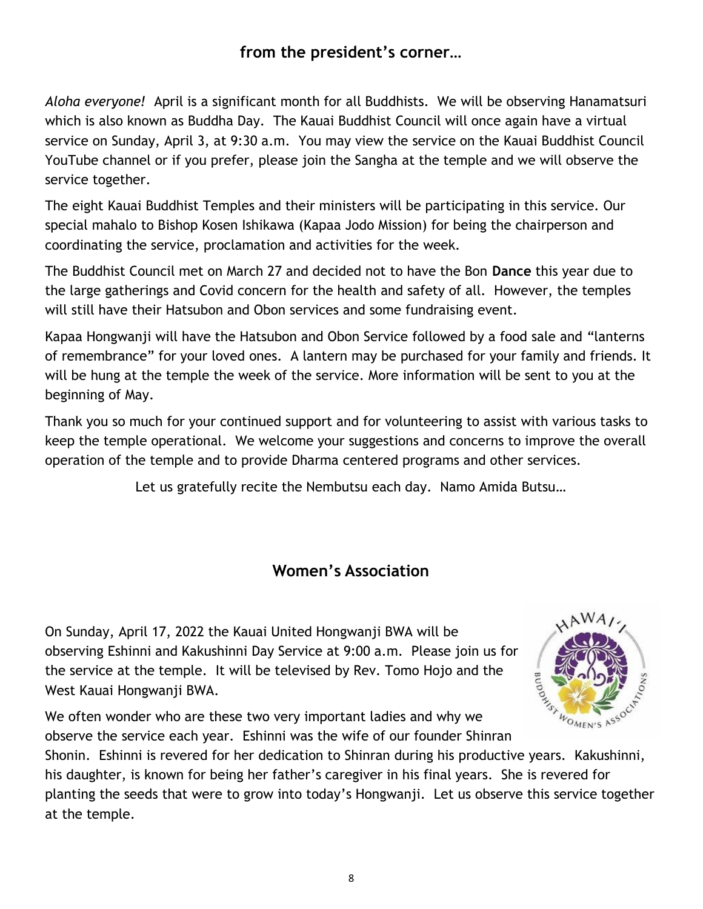## from the president's corner…

*Aloha everyone!* April is a significant month for all Buddhists. We will be observing Hanamatsuri which is also known as Buddha Day. The Kauai Buddhist Council will once again have a virtual service on Sunday, April 3, at 9:30 a.m. You may view the service on the Kauai Buddhist Council YouTube channel or if you prefer, please join the Sangha at the temple and we will observe the service together.

The eight Kauai Buddhist Temples and their ministers will be participating in this service. Our special mahalo to Bishop Kosen Ishikawa (Kapaa Jodo Mission) for being the chairperson and coordinating the service, proclamation and activities for the week.

The Buddhist Council met on March 27 and decided not to have the Bon **Dance** this year due to the large gatherings and Covid concern for the health and safety of all. However, the temples will still have their Hatsubon and Obon services and some fundraising event.

Kapaa Hongwanji will have the Hatsubon and Obon Service followed by a food sale and "lanterns of remembrance" for your loved ones. A lantern may be purchased for your family and friends. It will be hung at the temple the week of the service. More information will be sent to you at the beginning of May.

Thank you so much for your continued support and for volunteering to assist with various tasks to keep the temple operational. We welcome your suggestions and concerns to improve the overall operation of the temple and to provide Dharma centered programs and other services.

Let us gratefully recite the Nembutsu each day. Namo Amida Butsu…

## Women's Association

On Sunday, April 17, 2022 the Kauai United Hongwanji BWA will be observing Eshinni and Kakushinni Day Service at 9:00 a.m. Please join us for the service at the temple. It will be televised by Rev. Tomo Hojo and the West Kauai Hongwanji BWA.

We often wonder who are these two very important ladies and why we observe the service each year. Eshinni was the wife of our founder Shinran Shonin. Eshinni is revered for her dedication to Shinran during his productive years. Kakushinni, his daughter, is known for being her father's caregiver in his final years. She is revered for planting the seeds that were to grow into today's Hongwanji. Let us observe this service together at the temple.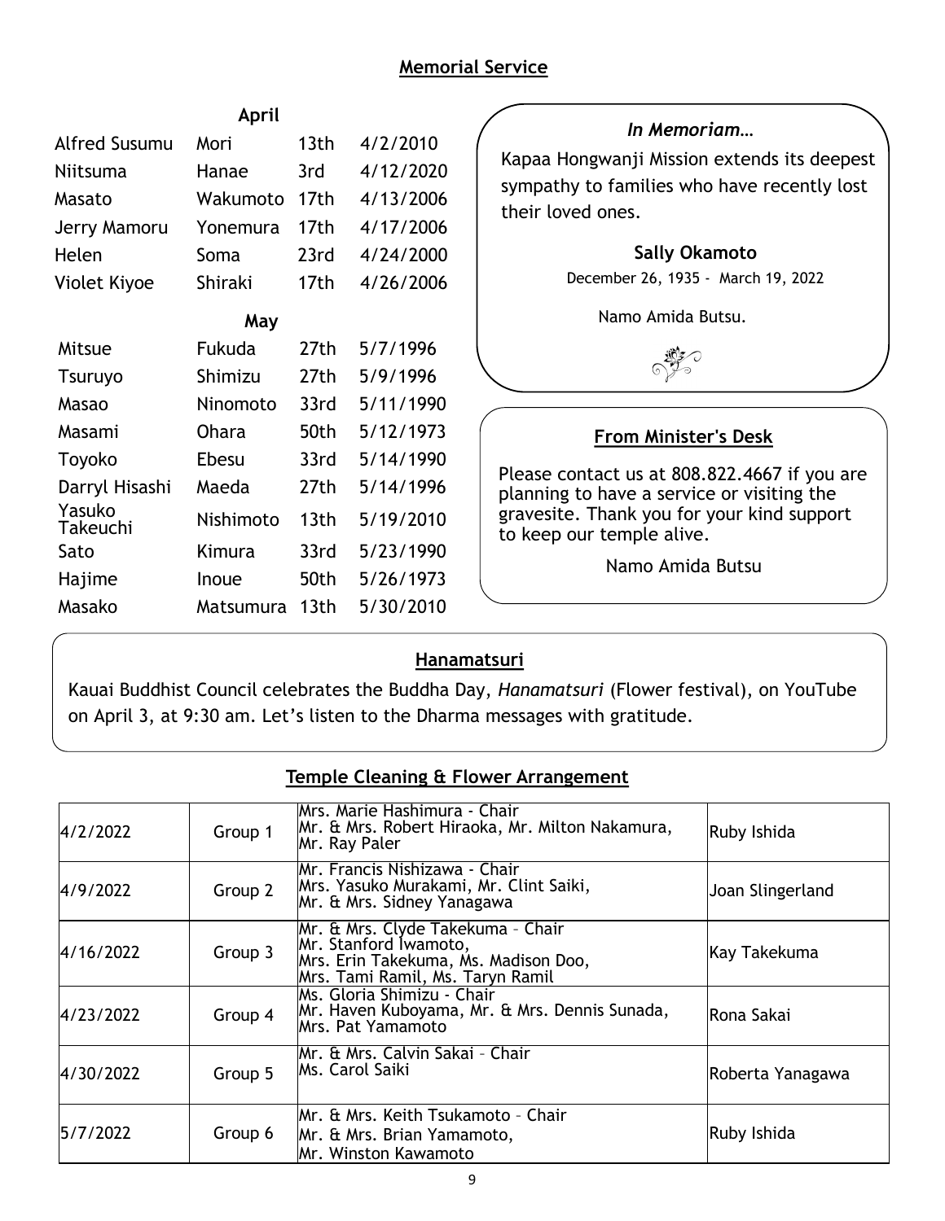## Memorial Service

| | | | |
|---|---|---|---|
| **April** | | | |
| Alfred Susumu | Mori | 13th | 4/2/2010 |
| Niitsuma | Hanae | 3rd | 4/12/2020 |
| Masato | Wakumoto | 17th | 4/13/2006 |
| Jerry Mamoru | Yonemura | 17th | 4/17/2006 |
| Helen | Soma | 23rd | 4/24/2000 |
| Violet Kiyoe | Shiraki | 17th | 4/26/2006 |
| **May** | | | |
| Mitsue | Fukuda | 27th | 5/7/1996 |
| Tsuruyo | Shimizu | 27th | 5/9/1996 |
| Masao | Ninomoto | 33rd | 5/11/1990 |
| Masami | Ohara | 50th | 5/12/1973 |
| Toyoko | Ebesu | 33rd | 5/14/1990 |
| Darryl Hisashi | Maeda | 27th | 5/14/1996 |
| Yasuko Takeuchi | Nishimoto | 13th | 5/19/2010 |
| Sato | Kimura | 33rd | 5/23/1990 |
| Hajime | Inoue | 50th | 5/26/1973 |
| Masako | Matsumura | 13th | 5/30/2010 |

### *In Memoriam…*

Kapaa Hongwanji Mission extends its deepest sympathy to families who have recently lost their loved ones.

**Sally Okamoto**

December 26, 1935 - March 19, 2022

Namo Amida Butsu.

### From Minister's Desk

Please contact us at 808.822.4667 if you are planning to have a service or visiting the gravesite. Thank you for your kind support to keep our temple alive.

Namo Amida Butsu

### Hanamatsuri

Kauai Buddhist Council celebrates the Buddha Day, *Hanamatsuri* (Flower festival), on YouTube on April 3, at 9:30 am. Let's listen to the Dharma messages with gratitude.

## Temple Cleaning & Flower Arrangement

| | | | |
|---|---|---|---|
| 4/2/2022 | Group 1 | Mrs. Marie Hashimura - Chair<br>Mr. & Mrs. Robert Hiraoka, Mr. Milton Nakamura, Mr. Ray Paler | Ruby Ishida |
| 4/9/2022 | Group 2 | Mr. Francis Nishizawa - Chair<br>Mrs. Yasuko Murakami, Mr. Clint Saiki, Mr. & Mrs. Sidney Yanagawa | Joan Slingerland |
| 4/16/2022 | Group 3 | Mr. & Mrs. Clyde Takekuma - Chair<br>Mr. Stanford Iwamoto,<br>Mrs. Erin Takekuma, Ms. Madison Doo,<br>Mrs. Tami Ramil, Ms. Taryn Ramil | Kay Takekuma |
| 4/23/2022 | Group 4 | Ms. Gloria Shimizu - Chair<br>Mr. Haven Kuboyama, Mr. & Mrs. Dennis Sunada, Mrs. Pat Yamamoto | Rona Sakai |
| 4/30/2022 | Group 5 | Mr. & Mrs. Calvin Sakai – Chair<br>Ms. Carol Saiki | Roberta Yanagawa |
| 5/7/2022 | Group 6 | Mr. & Mrs. Keith Tsukamoto – Chair<br>Mr. & Mrs. Brian Yamamoto,<br>Mr. Winston Kawamoto | Ruby Ishida |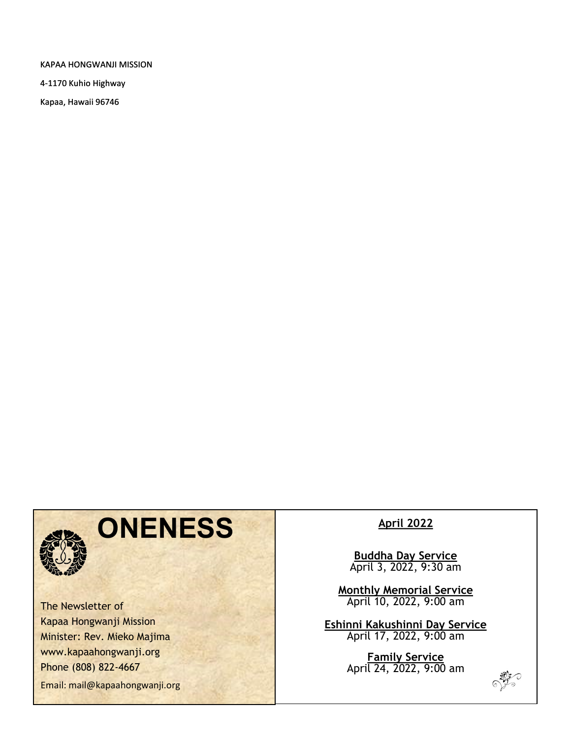KAPAA HONGWANJI MISSION

4-1170 Kuhio Highway

Kapaa, Hawaii 96746

# ONENESS

The Newsletter of
Kapaa Hongwanji Mission
Minister: Rev. Mieko Majima
www.kapaahongwanji.org
Phone (808) 822-4667
Email: mail@kapaahongwanji.org

## April 2022

**Buddha Day Service**
April 3, 2022, 9:30 am

**Monthly Memorial Service**
April 10, 2022, 9:00 am

**Eshinni Kakushinni Day Service**
April 17, 2022, 9:00 am

**Family Service**
April 24, 2022, 9:00 am